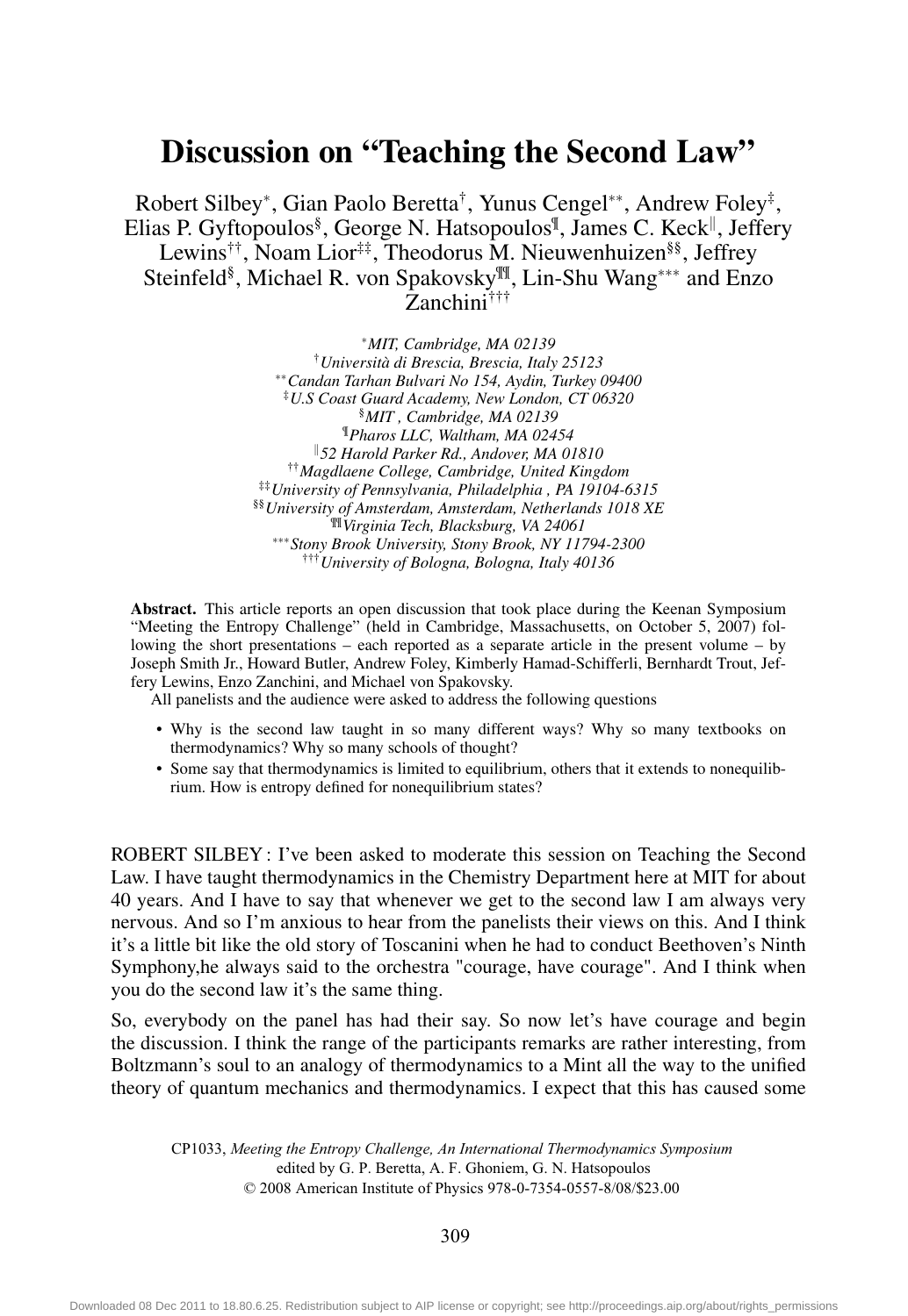# Discussion on "Teaching the Second Law"

Robert Silbey[*], Gian Paolo Beretta[†], Yunus Cengel[**], Andrew Foley[‡], Elias P. Gyftopoulos[§], George N. Hatsopoulos[¶], James C. Keck[‖], Jeffery Lewins[††], Noam Lior[‡‡], Theodorus M. Nieuwenhuizen[§§], Jeffrey Steinfeld[§], Michael R. von Spakovsky[¶¶], Lin-Shu Wang[***] and Enzo Zanchini[†††]

[*] *MIT, Cambridge, MA 02139*
[†] *Università di Brescia, Brescia, Italy 25123*
[**] *Candan Tarhan Bulvari No 154, Aydin, Turkey 09400*
[‡] *U.S Coast Guard Academy, New London, CT 06320*
[§] *MIT , Cambridge, MA 02139*
[¶] *Pharos LLC, Waltham, MA 02454*
[‖] *52 Harold Parker Rd., Andover, MA 01810*
[††] *Magdlaene College, Cambridge, United Kingdom*
[‡‡] *University of Pennsylvania, Philadelphia , PA 19104-6315*
[§§] *University of Amsterdam, Amsterdam, Netherlands 1018 XE*
[¶¶] *Virginia Tech, Blacksburg, VA 24061*
[***] *Stony Brook University, Stony Brook, NY 11794-2300*
[†††] *University of Bologna, Bologna, Italy 40136*

**Abstract.** This article reports an open discussion that took place during the Keenan Symposium "Meeting the Entropy Challenge" (held in Cambridge, Massachusetts, on October 5, 2007) following the short presentations – each reported as a separate article in the present volume – by Joseph Smith Jr., Howard Butler, Andrew Foley, Kimberly Hamad-Schifferli, Bernhardt Trout, Jeffery Lewins, Enzo Zanchini, and Michael von Spakovsky.

All panelists and the audience were asked to address the following questions

- Why is the second law taught in so many different ways? Why so many textbooks on thermodynamics? Why so many schools of thought?
- Some say that thermodynamics is limited to equilibrium, others that it extends to nonequilibrium. How is entropy defined for nonequilibrium states?

ROBERT SILBEY : I've been asked to moderate this session on Teaching the Second Law. I have taught thermodynamics in the Chemistry Department here at MIT for about 40 years. And I have to say that whenever we get to the second law I am always very nervous. And so I'm anxious to hear from the panelists their views on this. And I think it's a little bit like the old story of Toscanini when he had to conduct Beethoven's Ninth Symphony,he always said to the orchestra "courage, have courage". And I think when you do the second law it's the same thing.

So, everybody on the panel has had their say. So now let's have courage and begin the discussion. I think the range of the participants remarks are rather interesting, from Boltzmann's soul to an analogy of thermodynamics to a Mint all the way to the unified theory of quantum mechanics and thermodynamics. I expect that this has caused some

CP1033, *Meeting the Entropy Challenge, An International Thermodynamics Symposium*
edited by G. P. Beretta, A. F. Ghoniem, G. N. Hatsopoulos
© 2008 American Institute of Physics 978-0-7354-0557-8/08/$23.00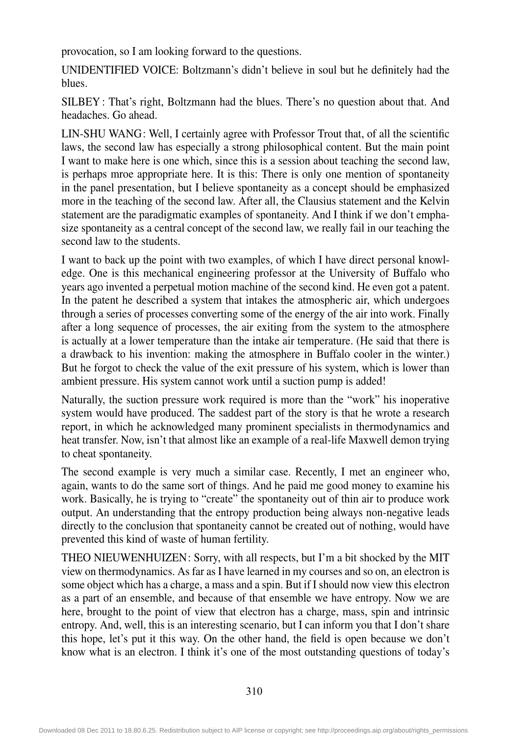provocation, so I am looking forward to the questions.

UNIDENTIFIED VOICE: Boltzmann's didn't believe in soul but he definitely had the blues.

SILBEY: That's right, Boltzmann had the blues. There's no question about that. And headaches. Go ahead.

LIN-SHU WANG: Well, I certainly agree with Professor Trout that, of all the scientific laws, the second law has especially a strong philosophical content. But the main point I want to make here is one which, since this is a session about teaching the second law, is perhaps mroe appropriate here. It is this: There is only one mention of spontaneity in the panel presentation, but I believe spontaneity as a concept should be emphasized more in the teaching of the second law. After all, the Clausius statement and the Kelvin statement are the paradigmatic examples of spontaneity. And I think if we don't emphasize spontaneity as a central concept of the second law, we really fail in our teaching the second law to the students.

I want to back up the point with two examples, of which I have direct personal knowledge. One is this mechanical engineering professor at the University of Buffalo who years ago invented a perpetual motion machine of the second kind. He even got a patent. In the patent he described a system that intakes the atmospheric air, which undergoes through a series of processes converting some of the energy of the air into work. Finally after a long sequence of processes, the air exiting from the system to the atmosphere is actually at a lower temperature than the intake air temperature. (He said that there is a drawback to his invention: making the atmosphere in Buffalo cooler in the winter.) But he forgot to check the value of the exit pressure of his system, which is lower than ambient pressure. His system cannot work until a suction pump is added!

Naturally, the suction pressure work required is more than the "work" his inoperative system would have produced. The saddest part of the story is that he wrote a research report, in which he acknowledged many prominent specialists in thermodynamics and heat transfer. Now, isn't that almost like an example of a real-life Maxwell demon trying to cheat spontaneity.

The second example is very much a similar case. Recently, I met an engineer who, again, wants to do the same sort of things. And he paid me good money to examine his work. Basically, he is trying to "create" the spontaneity out of thin air to produce work output. An understanding that the entropy production being always non-negative leads directly to the conclusion that spontaneity cannot be created out of nothing, would have prevented this kind of waste of human fertility.

THEO NIEUWENHUIZEN: Sorry, with all respects, but I'm a bit shocked by the MIT view on thermodynamics. As far as I have learned in my courses and so on, an electron is some object which has a charge, a mass and a spin. But if I should now view this electron as a part of an ensemble, and because of that ensemble we have entropy. Now we are here, brought to the point of view that electron has a charge, mass, spin and intrinsic entropy. And, well, this is an interesting scenario, but I can inform you that I don't share this hope, let's put it this way. On the other hand, the field is open because we don't know what is an electron. I think it's one of the most outstanding questions of today's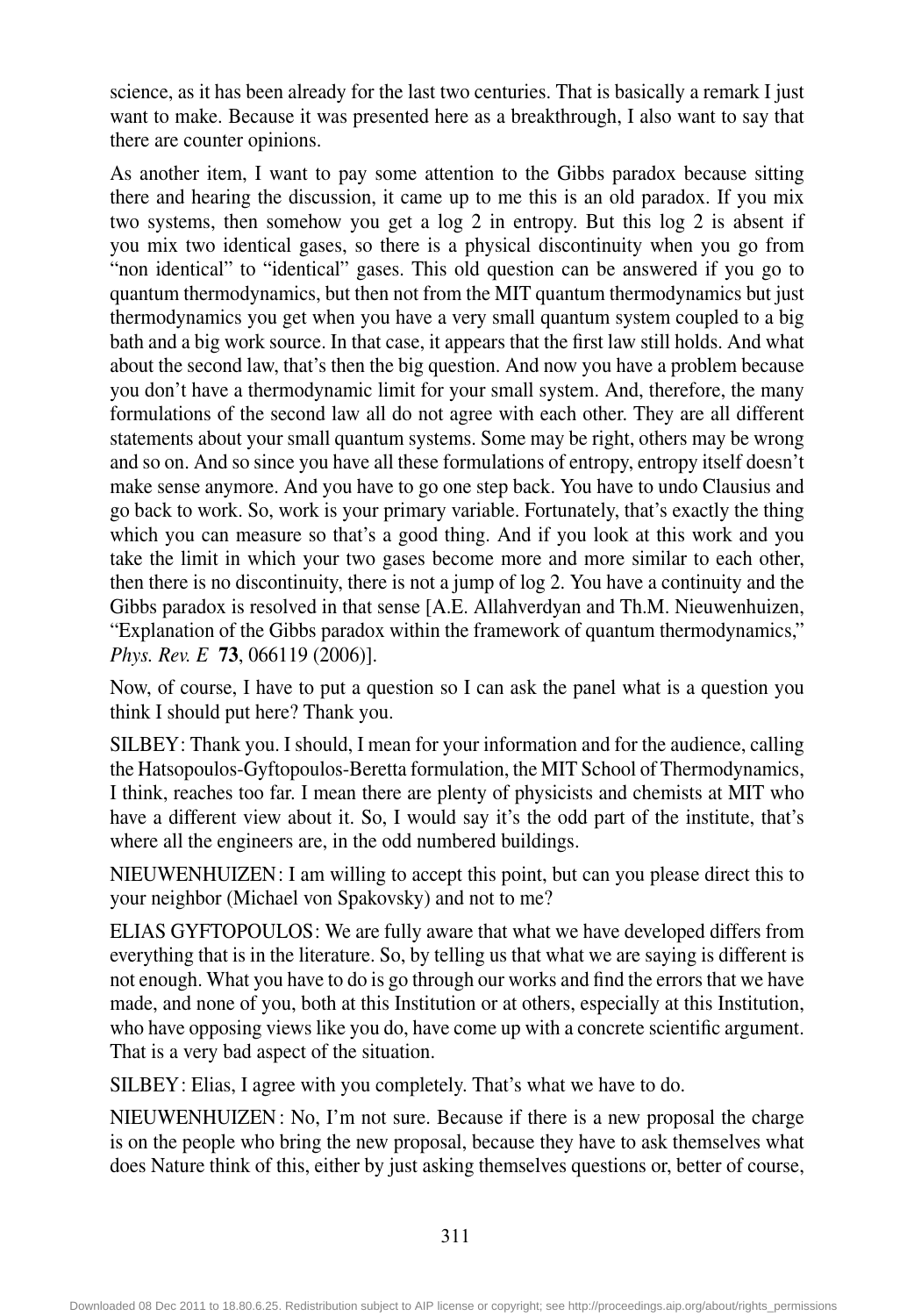science, as it has been already for the last two centuries. That is basically a remark I just want to make. Because it was presented here as a breakthrough, I also want to say that there are counter opinions.

As another item, I want to pay some attention to the Gibbs paradox because sitting there and hearing the discussion, it came up to me this is an old paradox. If you mix two systems, then somehow you get a log 2 in entropy. But this log 2 is absent if you mix two identical gases, so there is a physical discontinuity when you go from "non identical" to "identical" gases. This old question can be answered if you go to quantum thermodynamics, but then not from the MIT quantum thermodynamics but just thermodynamics you get when you have a very small quantum system coupled to a big bath and a big work source. In that case, it appears that the first law still holds. And what about the second law, that's then the big question. And now you have a problem because you don't have a thermodynamic limit for your small system. And, therefore, the many formulations of the second law all do not agree with each other. They are all different statements about your small quantum systems. Some may be right, others may be wrong and so on. And so since you have all these formulations of entropy, entropy itself doesn't make sense anymore. And you have to go one step back. You have to undo Clausius and go back to work. So, work is your primary variable. Fortunately, that's exactly the thing which you can measure so that's a good thing. And if you look at this work and you take the limit in which your two gases become more and more similar to each other, then there is no discontinuity, there is not a jump of log 2. You have a continuity and the Gibbs paradox is resolved in that sense [A.E. Allahverdyan and Th.M. Nieuwenhuizen, "Explanation of the Gibbs paradox within the framework of quantum thermodynamics," *Phys. Rev. E* **73**, 066119 (2006)].

Now, of course, I have to put a question so I can ask the panel what is a question you think I should put here? Thank you.

SILBEY: Thank you. I should, I mean for your information and for the audience, calling the Hatsopoulos-Gyftopoulos-Beretta formulation, the MIT School of Thermodynamics, I think, reaches too far. I mean there are plenty of physicists and chemists at MIT who have a different view about it. So, I would say it's the odd part of the institute, that's where all the engineers are, in the odd numbered buildings.

NIEUWENHUIZEN: I am willing to accept this point, but can you please direct this to your neighbor (Michael von Spakovsky) and not to me?

ELIAS GYFTOPOULOS: We are fully aware that what we have developed differs from everything that is in the literature. So, by telling us that what we are saying is different is not enough. What you have to do is go through our works and find the errors that we have made, and none of you, both at this Institution or at others, especially at this Institution, who have opposing views like you do, have come up with a concrete scientific argument. That is a very bad aspect of the situation.

SILBEY: Elias, I agree with you completely. That's what we have to do.

NIEUWENHUIZEN: No, I'm not sure. Because if there is a new proposal the charge is on the people who bring the new proposal, because they have to ask themselves what does Nature think of this, either by just asking themselves questions or, better of course,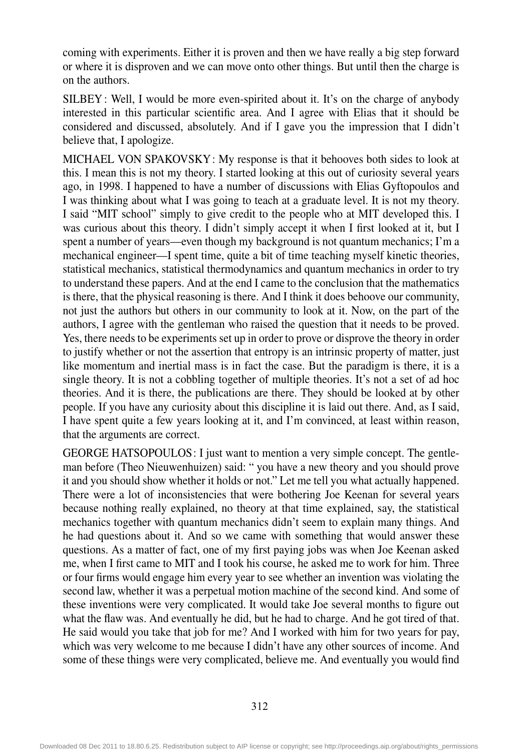coming with experiments. Either it is proven and then we have really a big step forward or where it is disproven and we can move onto other things. But until then the charge is on the authors.

SILBEY: Well, I would be more even-spirited about it. It's on the charge of anybody interested in this particular scientific area. And I agree with Elias that it should be considered and discussed, absolutely. And if I gave you the impression that I didn't believe that, I apologize.

MICHAEL VON SPAKOVSKY: My response is that it behooves both sides to look at this. I mean this is not my theory. I started looking at this out of curiosity several years ago, in 1998. I happened to have a number of discussions with Elias Gyftopoulos and I was thinking about what I was going to teach at a graduate level. It is not my theory. I said "MIT school" simply to give credit to the people who at MIT developed this. I was curious about this theory. I didn't simply accept it when I first looked at it, but I spent a number of years—even though my background is not quantum mechanics; I'm a mechanical engineer—I spent time, quite a bit of time teaching myself kinetic theories, statistical mechanics, statistical thermodynamics and quantum mechanics in order to try to understand these papers. And at the end I came to the conclusion that the mathematics is there, that the physical reasoning is there. And I think it does behoove our community, not just the authors but others in our community to look at it. Now, on the part of the authors, I agree with the gentleman who raised the question that it needs to be proved. Yes, there needs to be experiments set up in order to prove or disprove the theory in order to justify whether or not the assertion that entropy is an intrinsic property of matter, just like momentum and inertial mass is in fact the case. But the paradigm is there, it is a single theory. It is not a cobbling together of multiple theories. It's not a set of ad hoc theories. And it is there, the publications are there. They should be looked at by other people. If you have any curiosity about this discipline it is laid out there. And, as I said, I have spent quite a few years looking at it, and I'm convinced, at least within reason, that the arguments are correct.

GEORGE HATSOPOULOS: I just want to mention a very simple concept. The gentleman before (Theo Nieuwenhuizen) said: " you have a new theory and you should prove it and you should show whether it holds or not." Let me tell you what actually happened. There were a lot of inconsistencies that were bothering Joe Keenan for several years because nothing really explained, no theory at that time explained, say, the statistical mechanics together with quantum mechanics didn't seem to explain many things. And he had questions about it. And so we came with something that would answer these questions. As a matter of fact, one of my first paying jobs was when Joe Keenan asked me, when I first came to MIT and I took his course, he asked me to work for him. Three or four firms would engage him every year to see whether an invention was violating the second law, whether it was a perpetual motion machine of the second kind. And some of these inventions were very complicated. It would take Joe several months to figure out what the flaw was. And eventually he did, but he had to charge. And he got tired of that. He said would you take that job for me? And I worked with him for two years for pay, which was very welcome to me because I didn't have any other sources of income. And some of these things were very complicated, believe me. And eventually you would find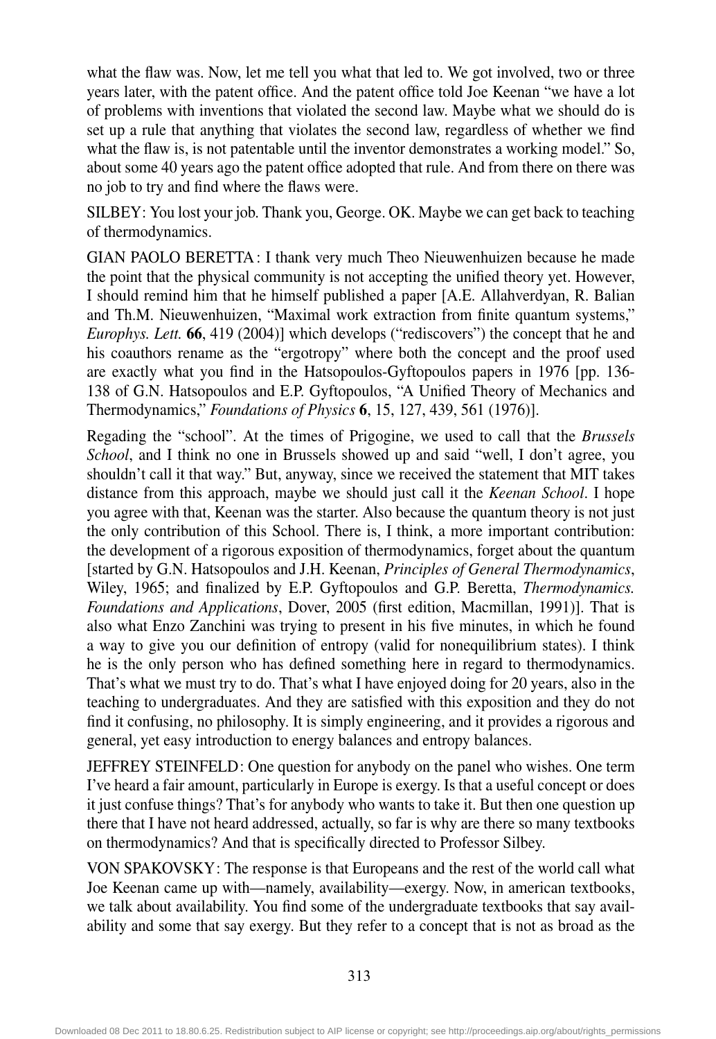what the flaw was. Now, let me tell you what that led to. We got involved, two or three years later, with the patent office. And the patent office told Joe Keenan "we have a lot of problems with inventions that violated the second law. Maybe what we should do is set up a rule that anything that violates the second law, regardless of whether we find what the flaw is, is not patentable until the inventor demonstrates a working model." So, about some 40 years ago the patent office adopted that rule. And from there on there was no job to try and find where the flaws were.

SILBEY: You lost your job. Thank you, George. OK. Maybe we can get back to teaching of thermodynamics.

GIAN PAOLO BERETTA: I thank very much Theo Nieuwenhuizen because he made the point that the physical community is not accepting the unified theory yet. However, I should remind him that he himself published a paper [A.E. Allahverdyan, R. Balian and Th.M. Nieuwenhuizen, "Maximal work extraction from finite quantum systems," *Europhys. Lett.* **66**, 419 (2004)] which develops ("rediscovers") the concept that he and his coauthors rename as the "ergotropy" where both the concept and the proof used are exactly what you find in the Hatsopoulos-Gyftopoulos papers in 1976 [pp. 136-138 of G.N. Hatsopoulos and E.P. Gyftopoulos, "A Unified Theory of Mechanics and Thermodynamics," *Foundations of Physics* **6**, 15, 127, 439, 561 (1976)].

Regading the "school". At the times of Prigogine, we used to call that the *Brussels School*, and I think no one in Brussels showed up and said "well, I don't agree, you shouldn't call it that way." But, anyway, since we received the statement that MIT takes distance from this approach, maybe we should just call it the *Keenan School*. I hope you agree with that, Keenan was the starter. Also because the quantum theory is not just the only contribution of this School. There is, I think, a more important contribution: the development of a rigorous exposition of thermodynamics, forget about the quantum [started by G.N. Hatsopoulos and J.H. Keenan, *Principles of General Thermodynamics*, Wiley, 1965; and finalized by E.P. Gyftopoulos and G.P. Beretta, *Thermodynamics. Foundations and Applications*, Dover, 2005 (first edition, Macmillan, 1991)]. That is also what Enzo Zanchini was trying to present in his five minutes, in which he found a way to give you our definition of entropy (valid for nonequilibrium states). I think he is the only person who has defined something here in regard to thermodynamics. That's what we must try to do. That's what I have enjoyed doing for 20 years, also in the teaching to undergraduates. And they are satisfied with this exposition and they do not find it confusing, no philosophy. It is simply engineering, and it provides a rigorous and general, yet easy introduction to energy balances and entropy balances.

JEFFREY STEINFELD: One question for anybody on the panel who wishes. One term I've heard a fair amount, particularly in Europe is exergy. Is that a useful concept or does it just confuse things? That's for anybody who wants to take it. But then one question up there that I have not heard addressed, actually, so far is why are there so many textbooks on thermodynamics? And that is specifically directed to Professor Silbey.

VON SPAKOVSKY: The response is that Europeans and the rest of the world call what Joe Keenan came up with—namely, availability—exergy. Now, in american textbooks, we talk about availability. You find some of the undergraduate textbooks that say availability and some that say exergy. But they refer to a concept that is not as broad as the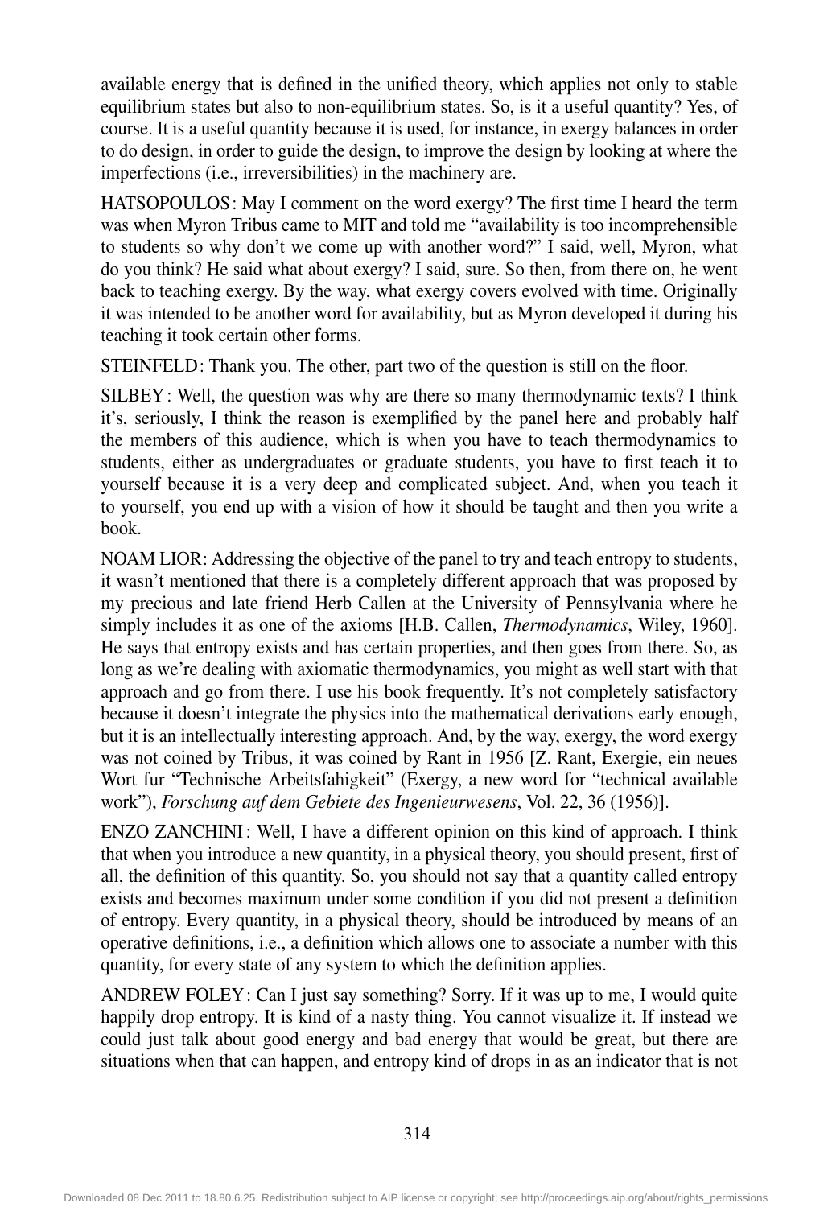available energy that is defined in the unified theory, which applies not only to stable equilibrium states but also to non-equilibrium states. So, is it a useful quantity? Yes, of course. It is a useful quantity because it is used, for instance, in exergy balances in order to do design, in order to guide the design, to improve the design by looking at where the imperfections (i.e., irreversibilities) in the machinery are.

HATSOPOULOS: May I comment on the word exergy? The first time I heard the term was when Myron Tribus came to MIT and told me "availability is too incomprehensible to students so why don't we come up with another word?" I said, well, Myron, what do you think? He said what about exergy? I said, sure. So then, from there on, he went back to teaching exergy. By the way, what exergy covers evolved with time. Originally it was intended to be another word for availability, but as Myron developed it during his teaching it took certain other forms.

STEINFELD: Thank you. The other, part two of the question is still on the floor.

SILBEY: Well, the question was why are there so many thermodynamic texts? I think it's, seriously, I think the reason is exemplified by the panel here and probably half the members of this audience, which is when you have to teach thermodynamics to students, either as undergraduates or graduate students, you have to first teach it to yourself because it is a very deep and complicated subject. And, when you teach it to yourself, you end up with a vision of how it should be taught and then you write a book.

NOAM LIOR: Addressing the objective of the panel to try and teach entropy to students, it wasn't mentioned that there is a completely different approach that was proposed by my precious and late friend Herb Callen at the University of Pennsylvania where he simply includes it as one of the axioms [H.B. Callen, *Thermodynamics*, Wiley, 1960]. He says that entropy exists and has certain properties, and then goes from there. So, as long as we're dealing with axiomatic thermodynamics, you might as well start with that approach and go from there. I use his book frequently. It's not completely satisfactory because it doesn't integrate the physics into the mathematical derivations early enough, but it is an intellectually interesting approach. And, by the way, exergy, the word exergy was not coined by Tribus, it was coined by Rant in 1956 [Z. Rant, Exergie, ein neues Wort fur "Technische Arbeitsfahigkeit" (Exergy, a new word for "technical available work"), *Forschung auf dem Gebiete des Ingenieurwesens*, Vol. 22, 36 (1956)].

ENZO ZANCHINI: Well, I have a different opinion on this kind of approach. I think that when you introduce a new quantity, in a physical theory, you should present, first of all, the definition of this quantity. So, you should not say that a quantity called entropy exists and becomes maximum under some condition if you did not present a definition of entropy. Every quantity, in a physical theory, should be introduced by means of an operative definitions, i.e., a definition which allows one to associate a number with this quantity, for every state of any system to which the definition applies.

ANDREW FOLEY: Can I just say something? Sorry. If it was up to me, I would quite happily drop entropy. It is kind of a nasty thing. You cannot visualize it. If instead we could just talk about good energy and bad energy that would be great, but there are situations when that can happen, and entropy kind of drops in as an indicator that is not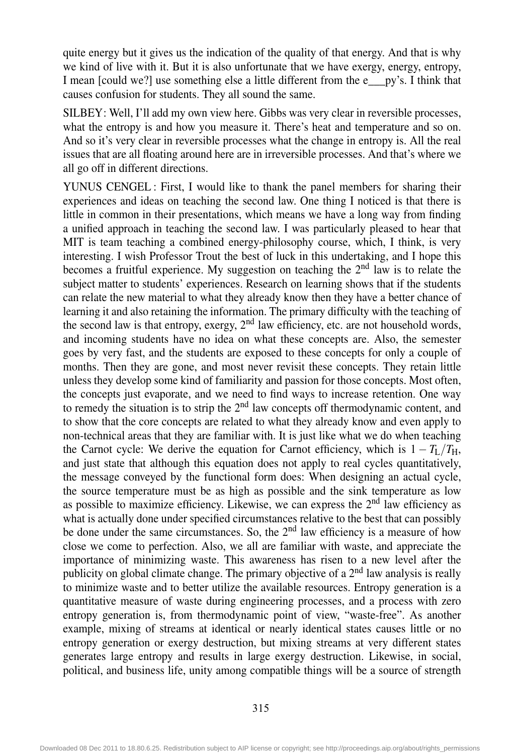quite energy but it gives us the indication of the quality of that energy. And that is why we kind of live with it. But it is also unfortunate that we have exergy, energy, entropy, I mean [could we?] use something else a little different from the e___py's. I think that causes confusion for students. They all sound the same.

SILBEY: Well, I'll add my own view here. Gibbs was very clear in reversible processes, what the entropy is and how you measure it. There's heat and temperature and so on. And so it's very clear in reversible processes what the change in entropy is. All the real issues that are all floating around here are in irreversible processes. And that's where we all go off in different directions.

YUNUS CENGEL : First, I would like to thank the panel members for sharing their experiences and ideas on teaching the second law. One thing I noticed is that there is little in common in their presentations, which means we have a long way from finding a unified approach in teaching the second law. I was particularly pleased to hear that MIT is team teaching a combined energy-philosophy course, which, I think, is very interesting. I wish Professor Trout the best of luck in this undertaking, and I hope this becomes a fruitful experience. My suggestion on teaching the 2nd law is to relate the subject matter to students' experiences. Research on learning shows that if the students can relate the new material to what they already know then they have a better chance of learning it and also retaining the information. The primary difficulty with the teaching of the second law is that entropy, exergy, 2nd law efficiency, etc. are not household words, and incoming students have no idea on what these concepts are. Also, the semester goes by very fast, and the students are exposed to these concepts for only a couple of months. Then they are gone, and most never revisit these concepts. They retain little unless they develop some kind of familiarity and passion for those concepts. Most often, the concepts just evaporate, and we need to find ways to increase retention. One way to remedy the situation is to strip the 2nd law concepts off thermodynamic content, and to show that the core concepts are related to what they already know and even apply to non-technical areas that they are familiar with. It is just like what we do when teaching the Carnot cycle: We derive the equation for Carnot efficiency, which is $1 - T_L/T_H$, and just state that although this equation does not apply to real cycles quantitatively, the message conveyed by the functional form does: When designing an actual cycle, the source temperature must be as high as possible and the sink temperature as low as possible to maximize efficiency. Likewise, we can express the 2nd law efficiency as what is actually done under specified circumstances relative to the best that can possibly be done under the same circumstances. So, the 2nd law efficiency is a measure of how close we come to perfection. Also, we all are familiar with waste, and appreciate the importance of minimizing waste. This awareness has risen to a new level after the publicity on global climate change. The primary objective of a 2nd law analysis is really to minimize waste and to better utilize the available resources. Entropy generation is a quantitative measure of waste during engineering processes, and a process with zero entropy generation is, from thermodynamic point of view, "waste-free". As another example, mixing of streams at identical or nearly identical states causes little or no entropy generation or exergy destruction, but mixing streams at very different states generates large entropy and results in large exergy destruction. Likewise, in social, political, and business life, unity among compatible things will be a source of strength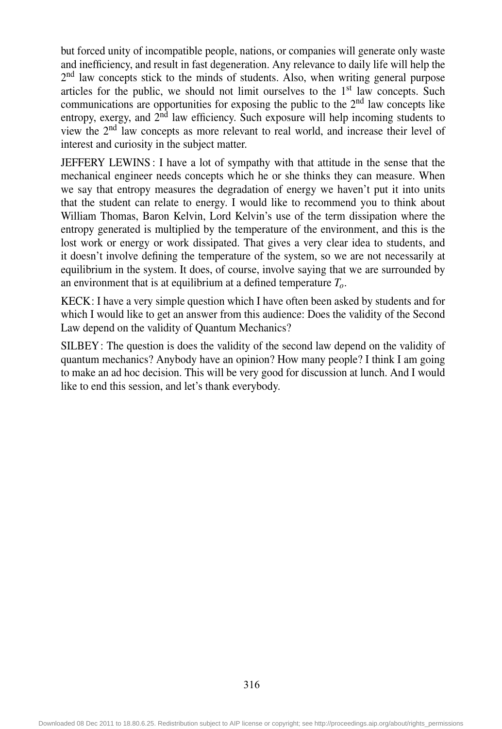but forced unity of incompatible people, nations, or companies will generate only waste and inefficiency, and result in fast degeneration. Any relevance to daily life will help the 2nd law concepts stick to the minds of students. Also, when writing general purpose articles for the public, we should not limit ourselves to the 1st law concepts. Such communications are opportunities for exposing the public to the 2nd law concepts like entropy, exergy, and 2nd law efficiency. Such exposure will help incoming students to view the 2nd law concepts as more relevant to real world, and increase their level of interest and curiosity in the subject matter.

JEFFERY LEWINS: I have a lot of sympathy with that attitude in the sense that the mechanical engineer needs concepts which he or she thinks they can measure. When we say that entropy measures the degradation of energy we haven't put it into units that the student can relate to energy. I would like to recommend you to think about William Thomas, Baron Kelvin, Lord Kelvin's use of the term dissipation where the entropy generated is multiplied by the temperature of the environment, and this is the lost work or energy or work dissipated. That gives a very clear idea to students, and it doesn't involve defining the temperature of the system, so we are not necessarily at equilibrium in the system. It does, of course, involve saying that we are surrounded by an environment that is at equilibrium at a defined temperature $T_o$.

KECK: I have a very simple question which I have often been asked by students and for which I would like to get an answer from this audience: Does the validity of the Second Law depend on the validity of Quantum Mechanics?

SILBEY: The question is does the validity of the second law depend on the validity of quantum mechanics? Anybody have an opinion? How many people? I think I am going to make an ad hoc decision. This will be very good for discussion at lunch. And I would like to end this session, and let's thank everybody.